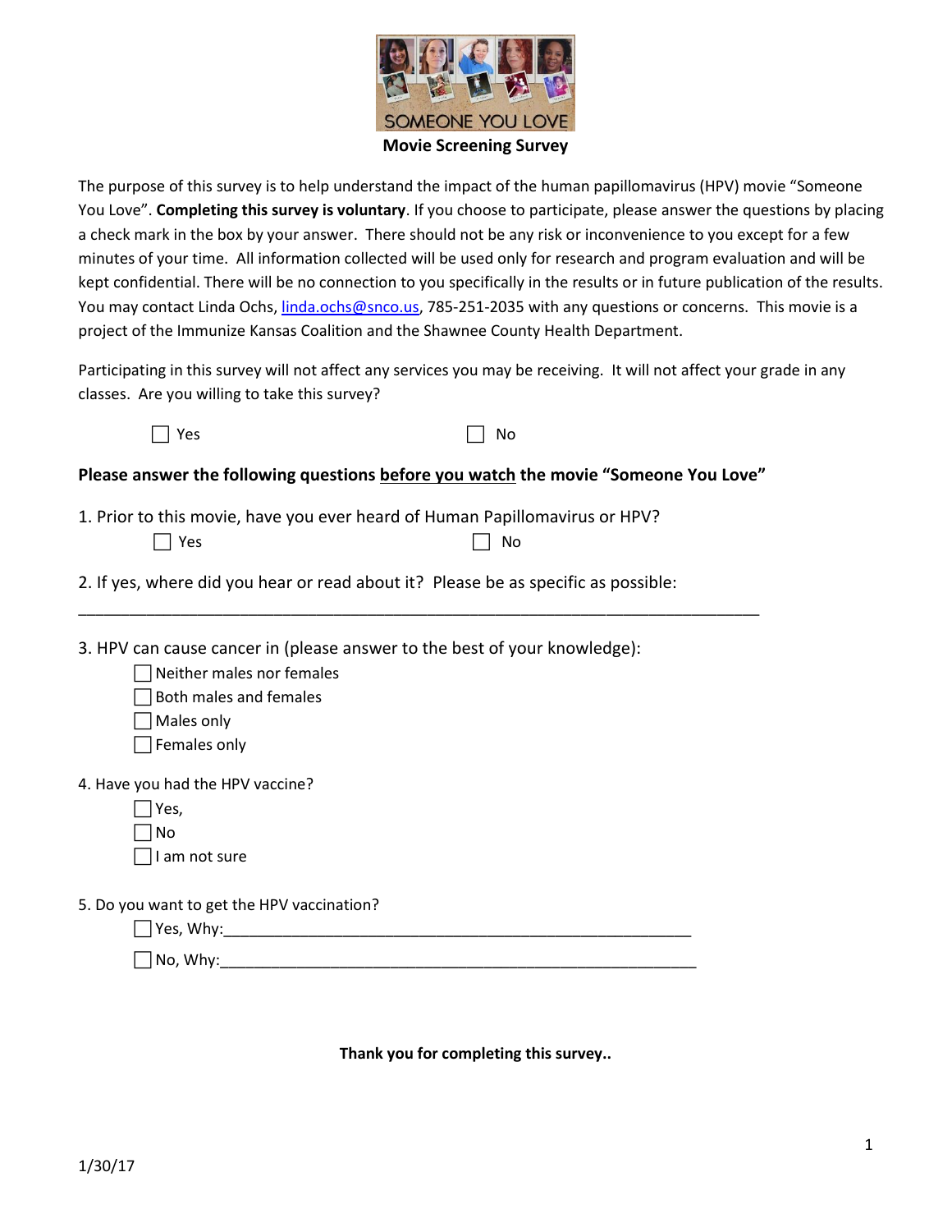SOMEONE YOU LOVE

**Movie Screening Survey**

The purpose of this survey is to help understand the impact of the human papillomavirus (HPV) movie "Someone You Love". **Completing this survey is voluntary**. If you choose to participate, please answer the questions by placing a check mark in the box by your answer. There should not be any risk or inconvenience to you except for a few minutes of your time. All information collected will be used only for research and program evaluation and will be kept confidential. There will be no connection to you specifically in the results or in future publication of the results. You may contact Linda Ochs, linda.ochs@snco.us, 785-251-2035 with any questions or concerns. This movie is a project of the Immunize Kansas Coalition and the Shawnee County Health Department.

Participating in this survey will not affect any services you may be receiving. It will not affect your grade in any classes. Are you willing to take this survey?

☐ Yes ☐ No

**Please answer the following questions before you watch the movie "Someone You Love"**

1. Prior to this movie, have you ever heard of Human Papillomavirus or HPV?

☐ Yes ☐ No

2. If yes, where did you hear or read about it? Please be as specific as possible:

_______________________________________________________________________________

3. HPV can cause cancer in (please answer to the best of your knowledge):

☐ Neither males nor females
☐ Both males and females
☐ Males only
☐ Females only

4. Have you had the HPV vaccine?

☐ Yes,
☐ No
☐ I am not sure

5. Do you want to get the HPV vaccination?

☐ Yes, Why:_______________________________________________________

☐ No, Why:________________________________________________________

**Thank you for completing this survey..**

1/30/17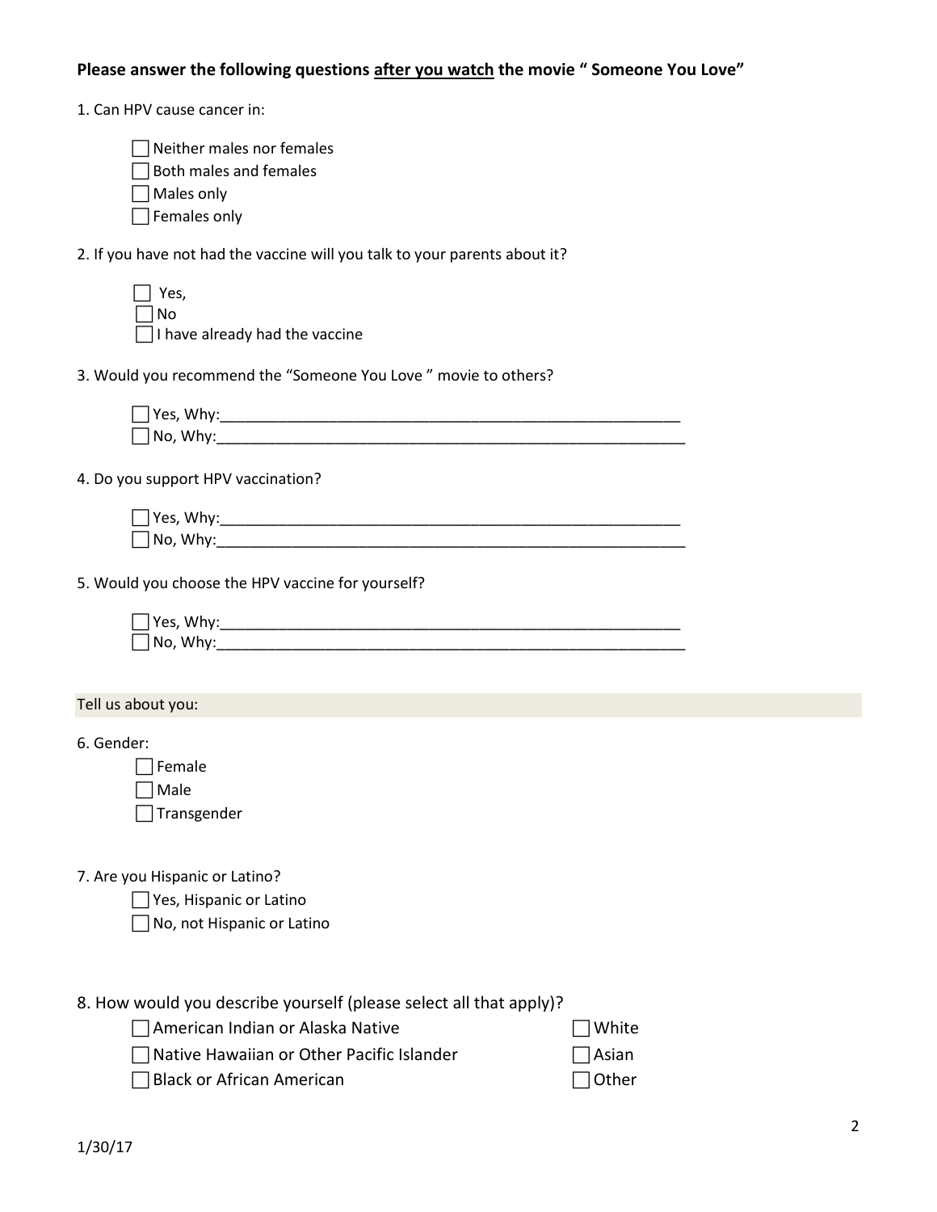**Please answer the following questions after you watch the movie " Someone You Love"**

1. Can HPV cause cancer in:

- ☐ Neither males nor females
- ☐ Both males and females
- ☐ Males only
- ☐ Females only

2. If you have not had the vaccine will you talk to your parents about it?

- ☐ Yes,
- ☐ No
- ☐ I have already had the vaccine

3. Would you recommend the "Someone You Love " movie to others?

- ☐ Yes, Why:_______________________________________________
- ☐ No, Why:_______________________________________________

4. Do you support HPV vaccination?

- ☐ Yes, Why:_______________________________________________
- ☐ No, Why:_______________________________________________

5. Would you choose the HPV vaccine for yourself?

- ☐ Yes, Why:_______________________________________________
- ☐ No, Why:_______________________________________________

## Tell us about you:

6. Gender:

- ☐ Female
- ☐ Male
- ☐ Transgender

7. Are you Hispanic or Latino?

- ☐ Yes, Hispanic or Latino
- ☐ No, not Hispanic or Latino

8. How would you describe yourself (please select all that apply)?

- ☐ American Indian or Alaska Native
- ☐ Native Hawaiian or Other Pacific Islander
- ☐ Black or African American
- ☐ White
- ☐ Asian
- ☐ Other

1/30/17